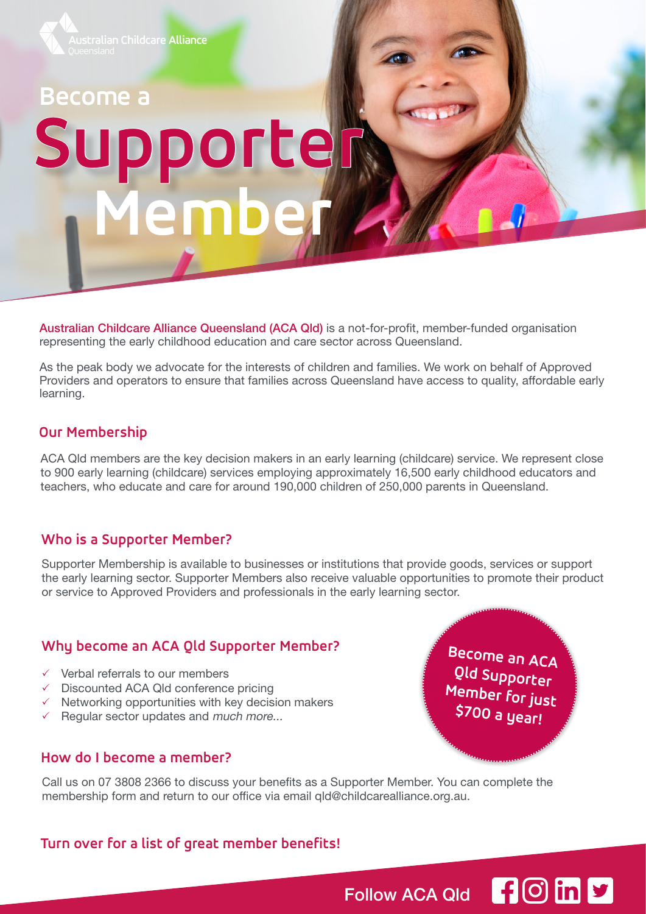Australian Childcare Alliance
Queensland

# Become a Supporter Member

**Australian Childcare Alliance Queensland (ACA Qld)** is a not-for-profit, member-funded organisation representing the early childhood education and care sector across Queensland.

As the peak body we advocate for the interests of children and families. We work on behalf of Approved Providers and operators to ensure that families across Queensland have access to quality, affordable early learning.

## Our Membership

ACA Qld members are the key decision makers in an early learning (childcare) service. We represent close to 900 early learning (childcare) services employing approximately 16,500 early childhood educators and teachers, who educate and care for around 190,000 children of 250,000 parents in Queensland.

## Who is a Supporter Member?

Supporter Membership is available to businesses or institutions that provide goods, services or support the early learning sector. Supporter Members also receive valuable opportunities to promote their product or service to Approved Providers and professionals in the early learning sector.

## Why become an ACA Qld Supporter Member?

- ✓ Verbal referrals to our members
- ✓ Discounted ACA Qld conference pricing
- ✓ Networking opportunities with key decision makers
- ✓ Regular sector updates and *much more...*

**Become an ACA Qld Supporter Member for just $700 a year!**

## How do I become a member?

Call us on 07 3808 2366 to discuss your benefits as a Supporter Member. You can complete the membership form and return to our office via email qld@childcarealliance.org.au.

## Turn over for a list of great member benefits!

Follow ACA Qld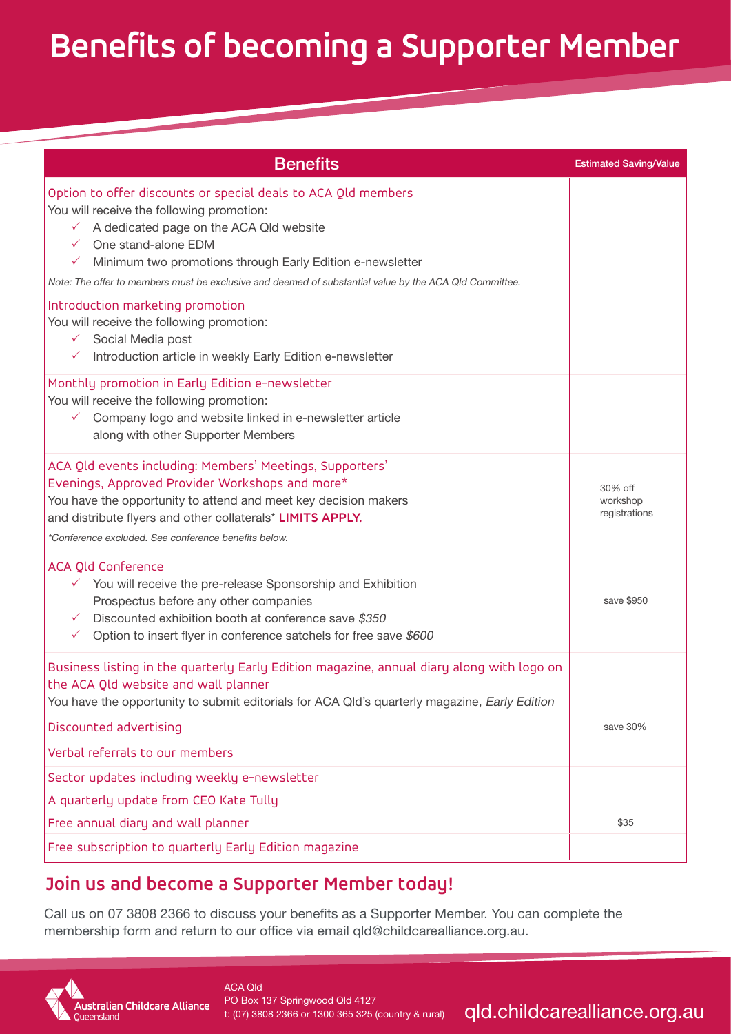# Benefits of becoming a Supporter Member

| Benefits | Estimated Saving/Value |
|---|---|
| **Option to offer discounts or special deals to ACA Qld members**<br>You will receive the following promotion:<br>✓ A dedicated page on the ACA Qld website<br>✓ One stand-alone EDM<br>✓ Minimum two promotions through Early Edition e-newsletter<br>*Note: The offer to members must be exclusive and deemed of substantial value by the ACA Qld Committee.* | |
| **Introduction marketing promotion**<br>You will receive the following promotion:<br>✓ Social Media post<br>✓ Introduction article in weekly Early Edition e-newsletter | |
| **Monthly promotion in Early Edition e-newsletter**<br>You will receive the following promotion:<br>✓ Company logo and website linked in e-newsletter article along with other Supporter Members | |
| **ACA Qld events including: Members' Meetings, Supporters' Evenings, Approved Provider Workshops and more***<br>You have the opportunity to attend and meet key decision makers and distribute flyers and other collaterals* **LIMITS APPLY.**<br>*\*Conference excluded. See conference benefits below.* | 30% off workshop registrations |
| **ACA Qld Conference**<br>✓ You will receive the pre-release Sponsorship and Exhibition Prospectus before any other companies<br>✓ Discounted exhibition booth at conference save *$350*<br>✓ Option to insert flyer in conference satchels for free save *$600* | save $950 |
| **Business listing in the quarterly Early Edition magazine, annual diary along with logo on the ACA Qld website and wall planner**<br>You have the opportunity to submit editorials for ACA Qld's quarterly magazine, *Early Edition* | |
| Discounted advertising | save 30% |
| Verbal referrals to our members | |
| Sector updates including weekly e-newsletter | |
| A quarterly update from CEO Kate Tully | |
| Free annual diary and wall planner | $35 |
| Free subscription to quarterly Early Edition magazine | |

## Join us and become a Supporter Member today!

Call us on 07 3808 2366 to discuss your benefits as a Supporter Member. You can complete the membership form and return to our office via email qld@childcarealliance.org.au.

Australian Childcare Alliance Queensland

ACA Qld
PO Box 137 Springwood Qld 4127
t: (07) 3808 2366 or 1300 365 325 (country & rural)

qld.childcarealliance.org.au